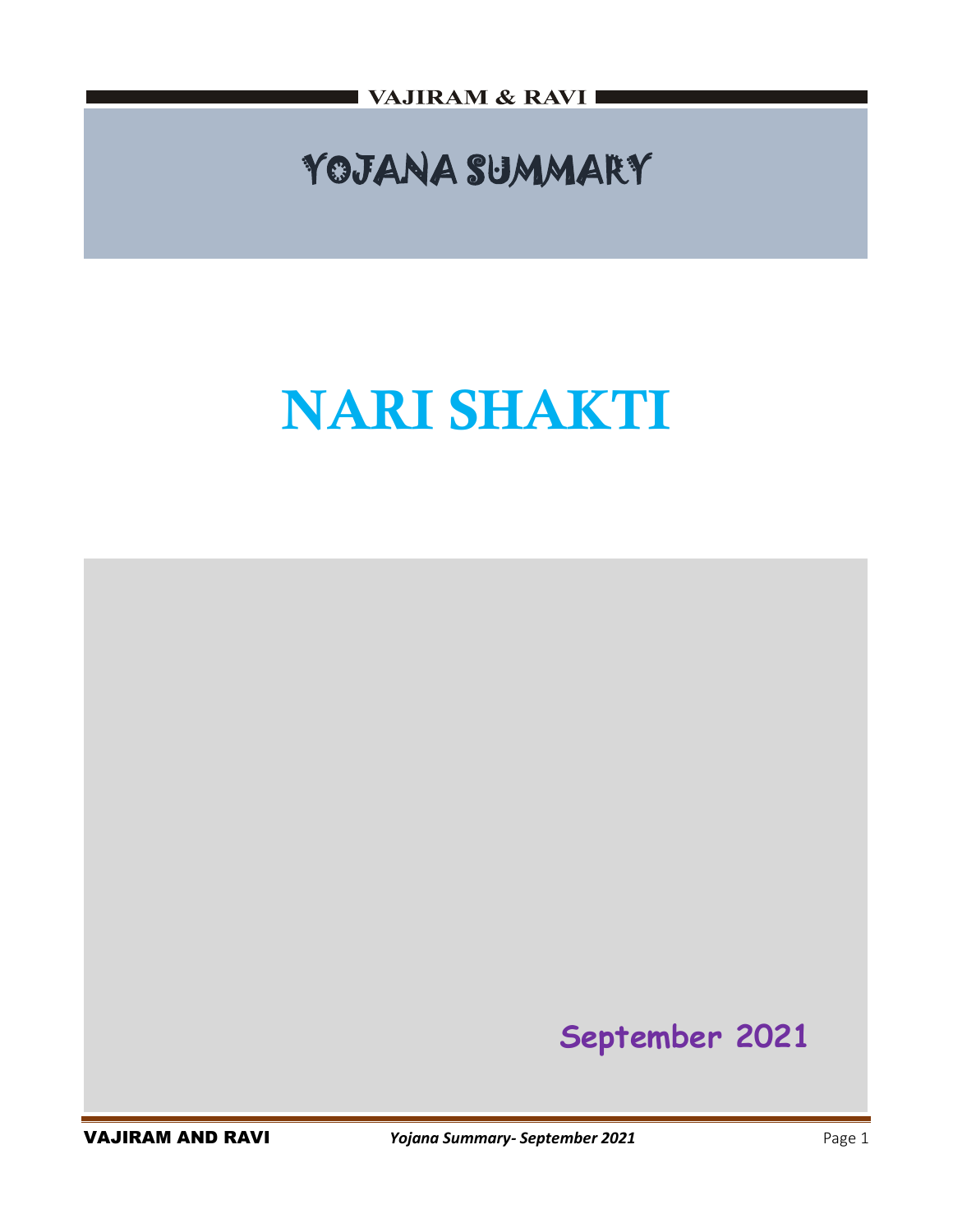# YOJANA SUMMARY

# NARI SHAKTI

**September 2021**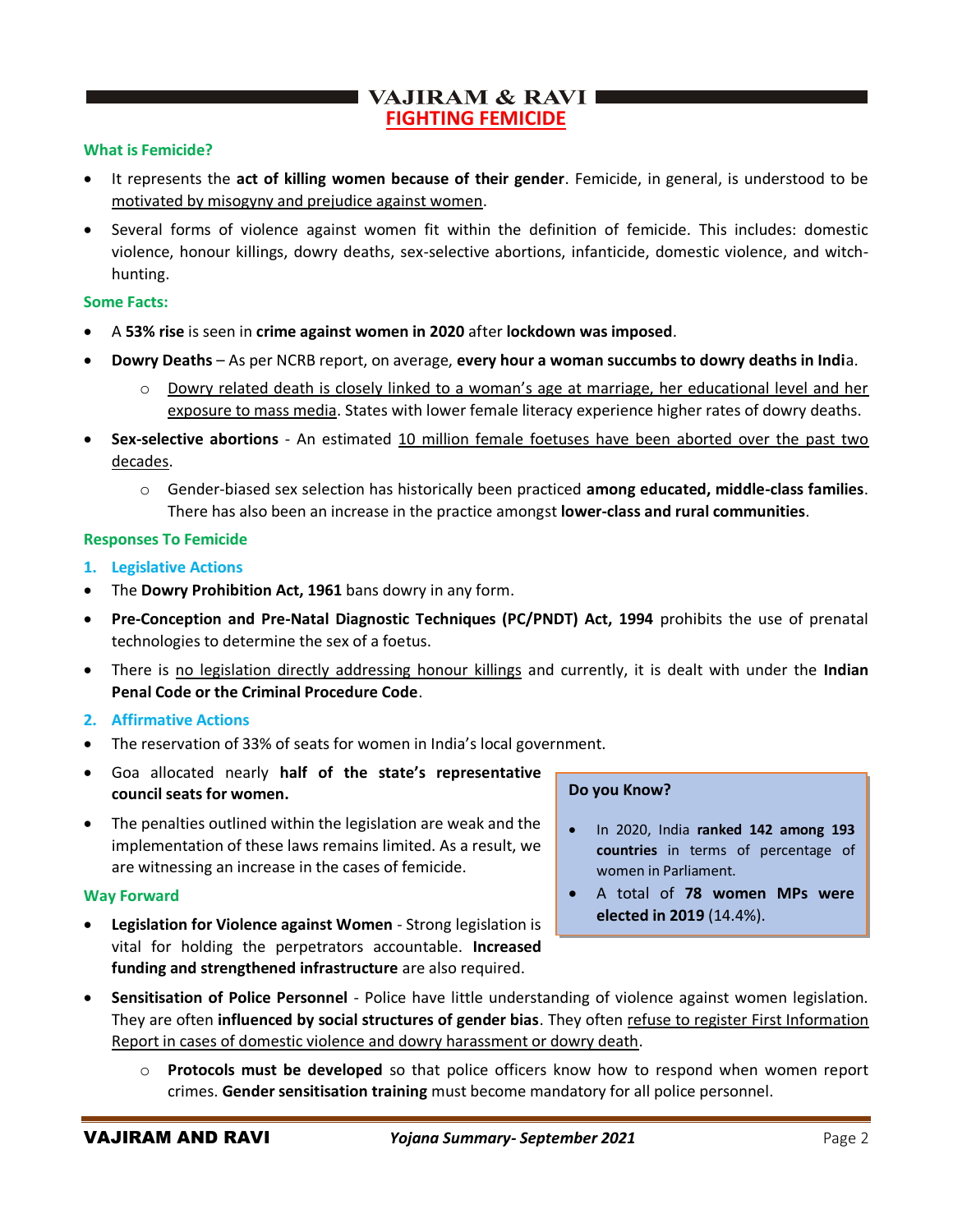# FIGHTING FEMICIDE

## What is Femicide?

- It represents the **act of killing women because of their gender**. Femicide, in general, is understood to be motivated by misogyny and prejudice against women.
- Several forms of violence against women fit within the definition of femicide. This includes: domestic violence, honour killings, dowry deaths, sex-selective abortions, infanticide, domestic violence, and witch-hunting.

## Some Facts:

- A **53% rise** is seen in **crime against women in 2020** after **lockdown was imposed**.
- **Dowry Deaths** – As per NCRB report, on average, **every hour a woman succumbs to dowry deaths in India**.
  - Dowry related death is closely linked to a woman's age at marriage, her educational level and her exposure to mass media. States with lower female literacy experience higher rates of dowry deaths.
- **Sex-selective abortions** - An estimated 10 million female foetuses have been aborted over the past two decades.
  - Gender-biased sex selection has historically been practiced **among educated, middle-class families**. There has also been an increase in the practice amongst **lower-class and rural communities**.

## Responses To Femicide

### 1. Legislative Actions

- The **Dowry Prohibition Act, 1961** bans dowry in any form.
- **Pre-Conception and Pre-Natal Diagnostic Techniques (PC/PNDT) Act, 1994** prohibits the use of prenatal technologies to determine the sex of a foetus.
- There is no legislation directly addressing honour killings and currently, it is dealt with under the **Indian Penal Code or the Criminal Procedure Code**.

### 2. Affirmative Actions

- The reservation of 33% of seats for women in India's local government.
- Goa allocated nearly **half of the state's representative council seats for women.**
- The penalties outlined within the legislation are weak and the implementation of these laws remains limited. As a result, we are witnessing an increase in the cases of femicide.

> **Do you Know?**
>
> - In 2020, India **ranked 142 among 193 countries** in terms of percentage of women in Parliament.
> - A total of **78 women MPs were elected in 2019** (14.4%).

## Way Forward

- **Legislation for Violence against Women** - Strong legislation is vital for holding the perpetrators accountable. **Increased funding and strengthened infrastructure** are also required.
- **Sensitisation of Police Personnel** - Police have little understanding of violence against women legislation. They are often **influenced by social structures of gender bias**. They often refuse to register First Information Report in cases of domestic violence and dowry harassment or dowry death.
  - **Protocols must be developed** so that police officers know how to respond when women report crimes. **Gender sensitisation training** must become mandatory for all police personnel.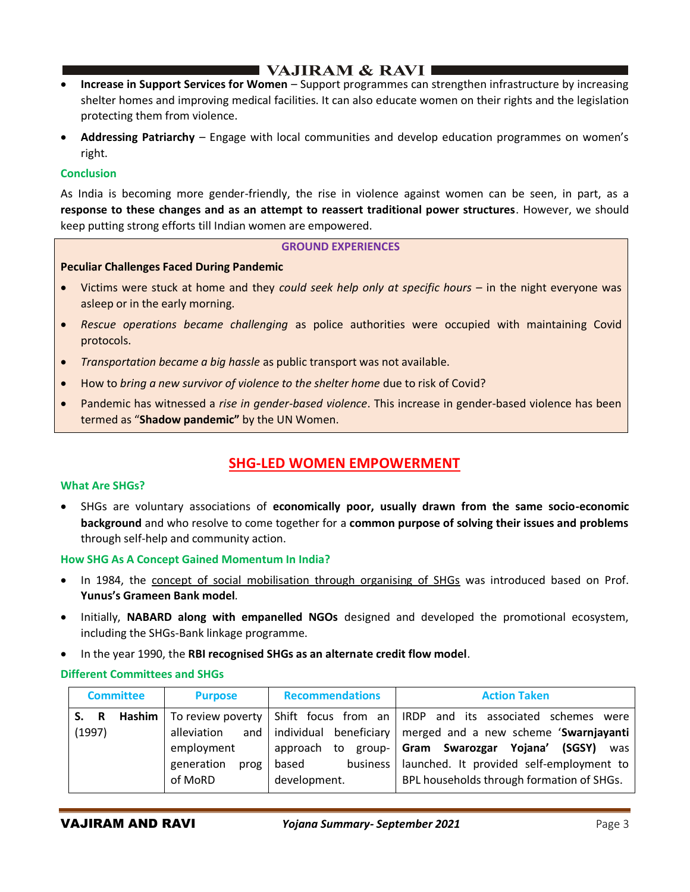- **Increase in Support Services for Women** – Support programmes can strengthen infrastructure by increasing shelter homes and improving medical facilities. It can also educate women on their rights and the legislation protecting them from violence.
- **Addressing Patriarchy** – Engage with local communities and develop education programmes on women's right.

### Conclusion

As India is becoming more gender-friendly, the rise in violence against women can be seen, in part, as a **response to these changes and as an attempt to reassert traditional power structures**. However, we should keep putting strong efforts till Indian women are empowered.

#### GROUND EXPERIENCES

**Peculiar Challenges Faced During Pandemic**

- Victims were stuck at home and they *could seek help only at specific hours* – in the night everyone was asleep or in the early morning.
- *Rescue operations became challenging* as police authorities were occupied with maintaining Covid protocols.
- *Transportation became a big hassle* as public transport was not available.
- How to *bring a new survivor of violence to the shelter home* due to risk of Covid?
- Pandemic has witnessed a *rise in gender-based violence*. This increase in gender-based violence has been termed as "**Shadow pandemic"** by the UN Women.

## SHG-LED WOMEN EMPOWERMENT

### What Are SHGs?

- SHGs are voluntary associations of **economically poor, usually drawn from the same socio-economic background** and who resolve to come together for a **common purpose of solving their issues and problems** through self-help and community action.

### How SHG As A Concept Gained Momentum In India?

- In 1984, the concept of social mobilisation through organising of SHGs was introduced based on Prof. **Yunus's Grameen Bank model**.
- Initially, **NABARD along with empanelled NGOs** designed and developed the promotional ecosystem, including the SHGs-Bank linkage programme.
- In the year 1990, the **RBI recognised SHGs as an alternate credit flow model**.

### Different Committees and SHGs

| Committee | Purpose | Recommendations | Action Taken |
|---|---|---|---|
| **S. R Hashim** (1997) | To review poverty alleviation and employment generation prog of MoRD | Shift focus from an individual beneficiary approach to group-based business development. | IRDP and its associated schemes were merged and a new scheme '**Swarnjayanti Gram Swarozgar Yojana' (SGSY)** was launched. It provided self-employment to BPL households through formation of SHGs. |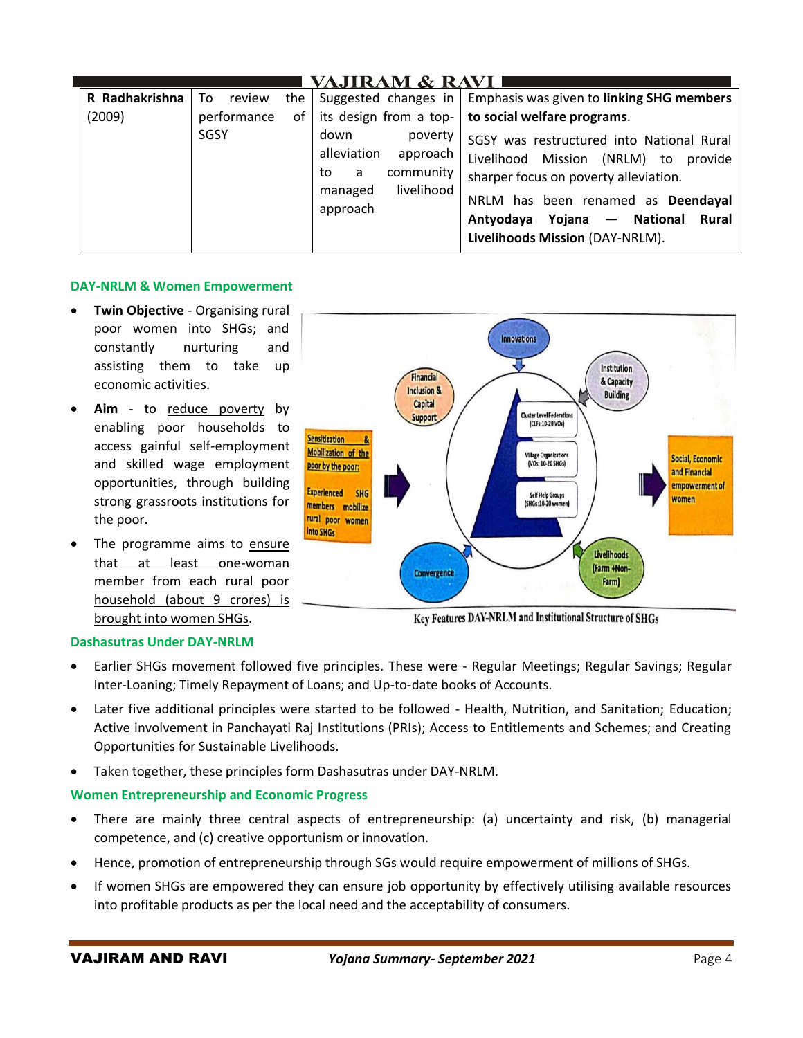| R Radhakrishna (2009) | To review the performance of SGSY | Suggested changes in its design from a top-down poverty alleviation approach to a community managed livelihood approach | Emphasis was given to **linking SHG members to social welfare programs**. SGSY was restructured into National Rural Livelihood Mission (NRLM) to provide sharper focus on poverty alleviation. NRLM has been renamed as **Deendayal Antyodaya Yojana — National Rural Livelihoods Mission** (DAY-NRLM). |
|---|---|---|---|

### DAY-NRLM & Women Empowerment

- **Twin Objective** - Organising rural poor women into SHGs; and constantly nurturing and assisting them to take up economic activities.
- **Aim** - to reduce poverty by enabling poor households to access gainful self-employment and skilled wage employment opportunities, through building strong grassroots institutions for the poor.
- The programme aims to ensure that at least one-woman member from each rural poor household (about 9 crores) is brought into women SHGs.

Key Features DAY-NRLM and Institutional Structure of SHGs

### Dashasutras Under DAY-NRLM

- Earlier SHGs movement followed five principles. These were - Regular Meetings; Regular Savings; Regular Inter-Loaning; Timely Repayment of Loans; and Up-to-date books of Accounts.
- Later five additional principles were started to be followed - Health, Nutrition, and Sanitation; Education; Active involvement in Panchayati Raj Institutions (PRIs); Access to Entitlements and Schemes; and Creating Opportunities for Sustainable Livelihoods.
- Taken together, these principles form Dashasutras under DAY-NRLM.

### Women Entrepreneurship and Economic Progress

- There are mainly three central aspects of entrepreneurship: (a) uncertainty and risk, (b) managerial competence, and (c) creative opportunism or innovation.
- Hence, promotion of entrepreneurship through SGs would require empowerment of millions of SHGs.
- If women SHGs are empowered they can ensure job opportunity by effectively utilising available resources into profitable products as per the local need and the acceptability of consumers.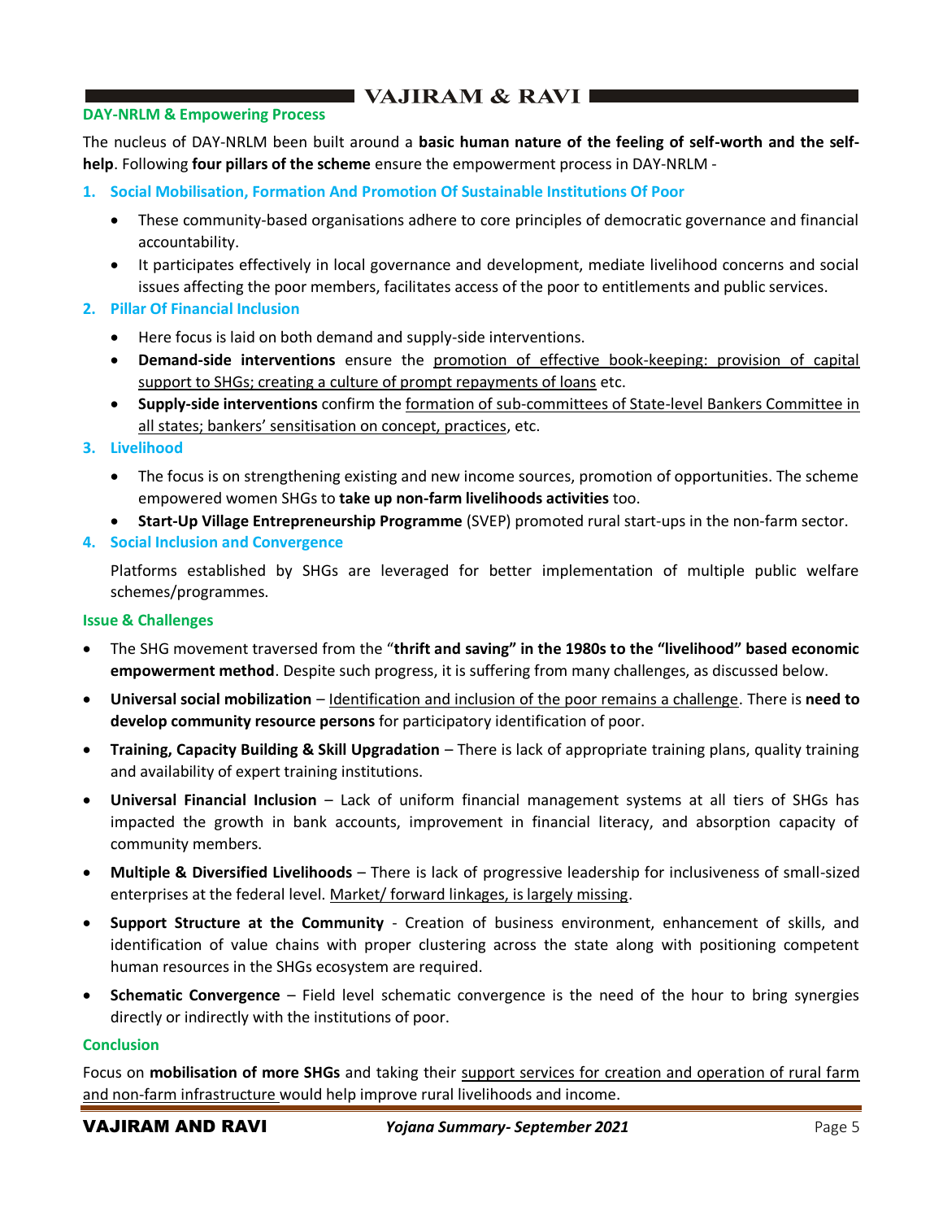## DAY-NRLM & Empowering Process

The nucleus of DAY-NRLM been built around a **basic human nature of the feeling of self-worth and the self-help**. Following **four pillars of the scheme** ensure the empowerment process in DAY-NRLM -

1. **Social Mobilisation, Formation And Promotion Of Sustainable Institutions Of Poor**
   - These community-based organisations adhere to core principles of democratic governance and financial accountability.
   - It participates effectively in local governance and development, mediate livelihood concerns and social issues affecting the poor members, facilitates access of the poor to entitlements and public services.
2. **Pillar Of Financial Inclusion**
   - Here focus is laid on both demand and supply-side interventions.
   - **Demand-side interventions** ensure the promotion of effective book-keeping: provision of capital support to SHGs; creating a culture of prompt repayments of loans etc.
   - **Supply-side interventions** confirm the formation of sub-committees of State-level Bankers Committee in all states; bankers' sensitisation on concept, practices, etc.
3. **Livelihood**
   - The focus is on strengthening existing and new income sources, promotion of opportunities. The scheme empowered women SHGs to **take up non-farm livelihoods activities** too.
   - **Start-Up Village Entrepreneurship Programme** (SVEP) promoted rural start-ups in the non-farm sector.
4. **Social Inclusion and Convergence**

   Platforms established by SHGs are leveraged for better implementation of multiple public welfare schemes/programmes.

## Issue & Challenges

- The SHG movement traversed from the "**thrift and saving" in the 1980s to the "livelihood" based economic empowerment method**. Despite such progress, it is suffering from many challenges, as discussed below.
- **Universal social mobilization** – Identification and inclusion of the poor remains a challenge. There is **need to develop community resource persons** for participatory identification of poor.
- **Training, Capacity Building & Skill Upgradation** – There is lack of appropriate training plans, quality training and availability of expert training institutions.
- **Universal Financial Inclusion** – Lack of uniform financial management systems at all tiers of SHGs has impacted the growth in bank accounts, improvement in financial literacy, and absorption capacity of community members.
- **Multiple & Diversified Livelihoods** – There is lack of progressive leadership for inclusiveness of small-sized enterprises at the federal level. Market/ forward linkages, is largely missing.
- **Support Structure at the Community** - Creation of business environment, enhancement of skills, and identification of value chains with proper clustering across the state along with positioning competent human resources in the SHGs ecosystem are required.
- **Schematic Convergence** – Field level schematic convergence is the need of the hour to bring synergies directly or indirectly with the institutions of poor.

## Conclusion

Focus on **mobilisation of more SHGs** and taking their support services for creation and operation of rural farm and non-farm infrastructure would help improve rural livelihoods and income.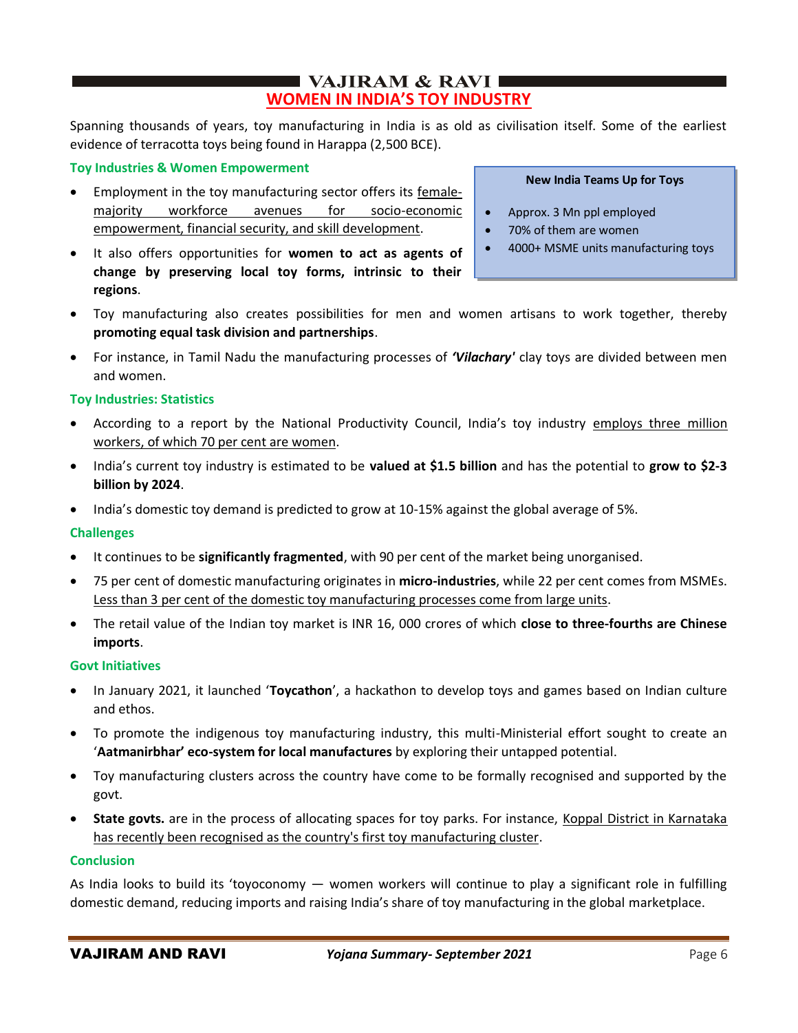# WOMEN IN INDIA'S TOY INDUSTRY

Spanning thousands of years, toy manufacturing in India is as old as civilisation itself. Some of the earliest evidence of terracotta toys being found in Harappa (2,500 BCE).

### Toy Industries & Women Empowerment

> **New India Teams Up for Toys**
>
> - Approx. 3 Mn ppl employed
> - 70% of them are women
> - 4000+ MSME units manufacturing toys

- Employment in the toy manufacturing sector offers its female-majority workforce avenues for socio-economic empowerment, financial security, and skill development.
- It also offers opportunities for **women to act as agents of change by preserving local toy forms, intrinsic to their regions**.
- Toy manufacturing also creates possibilities for men and women artisans to work together, thereby **promoting equal task division and partnerships**.
- For instance, in Tamil Nadu the manufacturing processes of ***'Vilachary'*** clay toys are divided between men and women.

### Toy Industries: Statistics

- According to a report by the National Productivity Council, India's toy industry employs three million workers, of which 70 per cent are women.
- India's current toy industry is estimated to be **valued at $1.5 billion** and has the potential to **grow to $2-3 billion by 2024**.
- India's domestic toy demand is predicted to grow at 10-15% against the global average of 5%.

### Challenges

- It continues to be **significantly fragmented**, with 90 per cent of the market being unorganised.
- 75 per cent of domestic manufacturing originates in **micro-industries**, while 22 per cent comes from MSMEs. Less than 3 per cent of the domestic toy manufacturing processes come from large units.
- The retail value of the Indian toy market is INR 16, 000 crores of which **close to three-fourths are Chinese imports**.

### Govt Initiatives

- In January 2021, it launched '**Toycathon**', a hackathon to develop toys and games based on Indian culture and ethos.
- To promote the indigenous toy manufacturing industry, this multi-Ministerial effort sought to create an '**Aatmanirbhar' eco-system for local manufactures** by exploring their untapped potential.
- Toy manufacturing clusters across the country have come to be formally recognised and supported by the govt.
- **State govts.** are in the process of allocating spaces for toy parks. For instance, Koppal District in Karnataka has recently been recognised as the country's first toy manufacturing cluster.

### Conclusion

As India looks to build its 'toyoconomy — women workers will continue to play a significant role in fulfilling domestic demand, reducing imports and raising India's share of toy manufacturing in the global marketplace.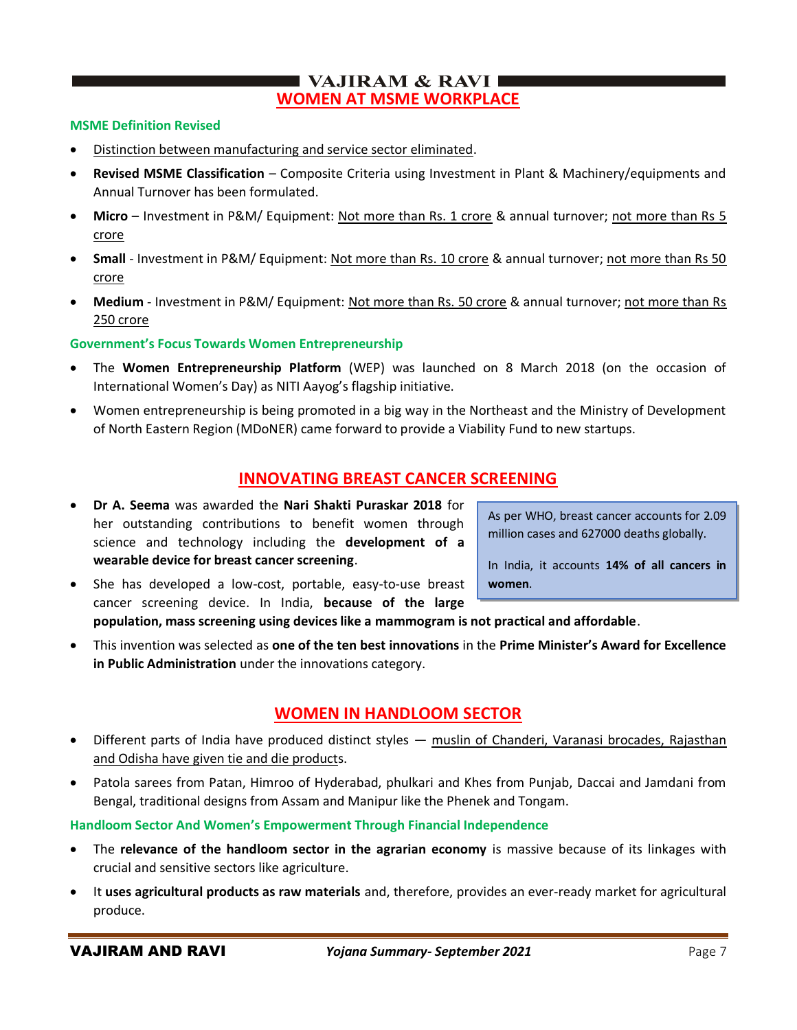## WOMEN AT MSME WORKPLACE

### MSME Definition Revised

- Distinction between manufacturing and service sector eliminated.
- **Revised MSME Classification** – Composite Criteria using Investment in Plant & Machinery/equipments and Annual Turnover has been formulated.
- **Micro** – Investment in P&M/ Equipment: Not more than Rs. 1 crore & annual turnover; not more than Rs 5 crore
- **Small** - Investment in P&M/ Equipment: Not more than Rs. 10 crore & annual turnover; not more than Rs 50 crore
- **Medium** - Investment in P&M/ Equipment: Not more than Rs. 50 crore & annual turnover; not more than Rs 250 crore

### Government's Focus Towards Women Entrepreneurship

- The **Women Entrepreneurship Platform** (WEP) was launched on 8 March 2018 (on the occasion of International Women's Day) as NITI Aayog's flagship initiative.
- Women entrepreneurship is being promoted in a big way in the Northeast and the Ministry of Development of North Eastern Region (MDoNER) came forward to provide a Viability Fund to new startups.

## INNOVATING BREAST CANCER SCREENING

- **Dr A. Seema** was awarded the **Nari Shakti Puraskar 2018** for her outstanding contributions to benefit women through science and technology including the **development of a wearable device for breast cancer screening**.
- She has developed a low-cost, portable, easy-to-use breast cancer screening device. In India, **because of the large population, mass screening using devices like a mammogram is not practical and affordable**.
- This invention was selected as **one of the ten best innovations** in the **Prime Minister's Award for Excellence in Public Administration** under the innovations category.

> As per WHO, breast cancer accounts for 2.09 million cases and 627000 deaths globally.
>
> In India, it accounts **14% of all cancers in women**.

## WOMEN IN HANDLOOM SECTOR

- Different parts of India have produced distinct styles — muslin of Chanderi, Varanasi brocades, Rajasthan and Odisha have given tie and die products.
- Patola sarees from Patan, Himroo of Hyderabad, phulkari and Khes from Punjab, Daccai and Jamdani from Bengal, traditional designs from Assam and Manipur like the Phenek and Tongam.

### Handloom Sector And Women's Empowerment Through Financial Independence

- The **relevance of the handloom sector in the agrarian economy** is massive because of its linkages with crucial and sensitive sectors like agriculture.
- It **uses agricultural products as raw materials** and, therefore, provides an ever-ready market for agricultural produce.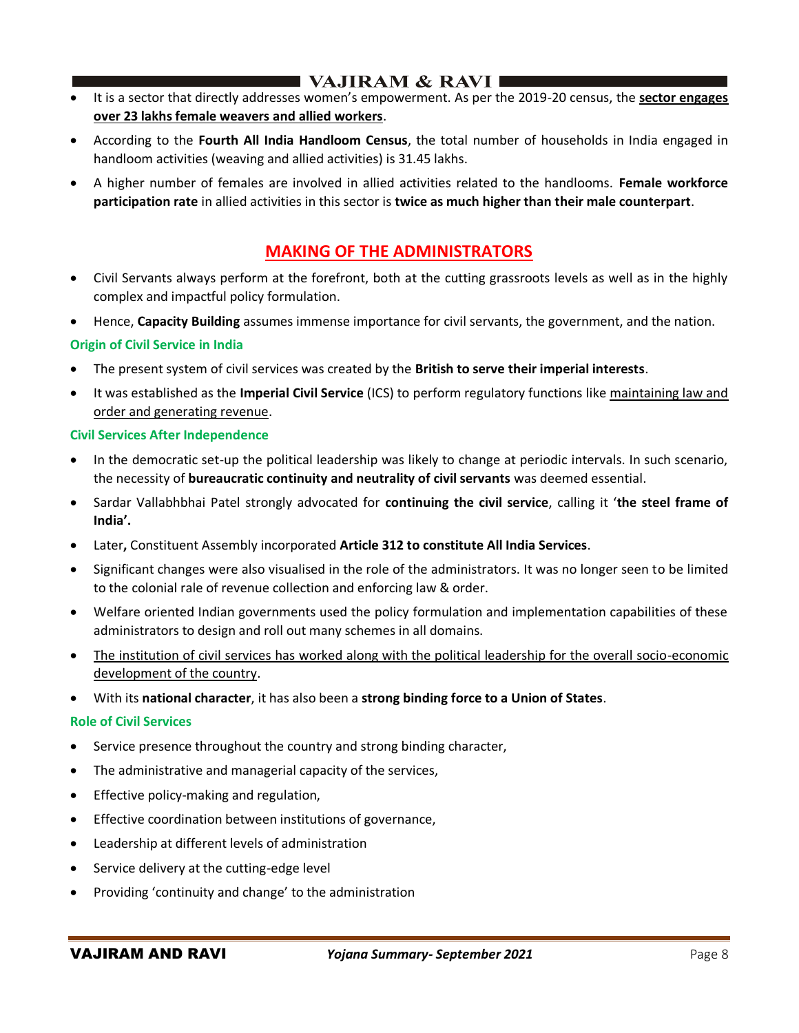- It is a sector that directly addresses women's empowerment. As per the 2019-20 census, the **sector engages over 23 lakhs female weavers and allied workers**.
- According to the **Fourth All India Handloom Census**, the total number of households in India engaged in handloom activities (weaving and allied activities) is 31.45 lakhs.
- A higher number of females are involved in allied activities related to the handlooms. **Female workforce participation rate** in allied activities in this sector is **twice as much higher than their male counterpart**.

## MAKING OF THE ADMINISTRATORS

- Civil Servants always perform at the forefront, both at the cutting grassroots levels as well as in the highly complex and impactful policy formulation.
- Hence, **Capacity Building** assumes immense importance for civil servants, the government, and the nation.

### Origin of Civil Service in India

- The present system of civil services was created by the **British to serve their imperial interests**.
- It was established as the **Imperial Civil Service** (ICS) to perform regulatory functions like maintaining law and order and generating revenue.

### Civil Services After Independence

- In the democratic set-up the political leadership was likely to change at periodic intervals. In such scenario, the necessity of **bureaucratic continuity and neutrality of civil servants** was deemed essential.
- Sardar Vallabhbhai Patel strongly advocated for **continuing the civil service**, calling it '**the steel frame of India'.**
- Later**,** Constituent Assembly incorporated **Article 312 to constitute All India Services**.
- Significant changes were also visualised in the role of the administrators. It was no longer seen to be limited to the colonial rale of revenue collection and enforcing law & order.
- Welfare oriented Indian governments used the policy formulation and implementation capabilities of these administrators to design and roll out many schemes in all domains.
- The institution of civil services has worked along with the political leadership for the overall socio-economic development of the country.
- With its **national character**, it has also been a **strong binding force to a Union of States**.

### Role of Civil Services

- Service presence throughout the country and strong binding character,
- The administrative and managerial capacity of the services,
- Effective policy-making and regulation,
- Effective coordination between institutions of governance,
- Leadership at different levels of administration
- Service delivery at the cutting-edge level
- Providing 'continuity and change' to the administration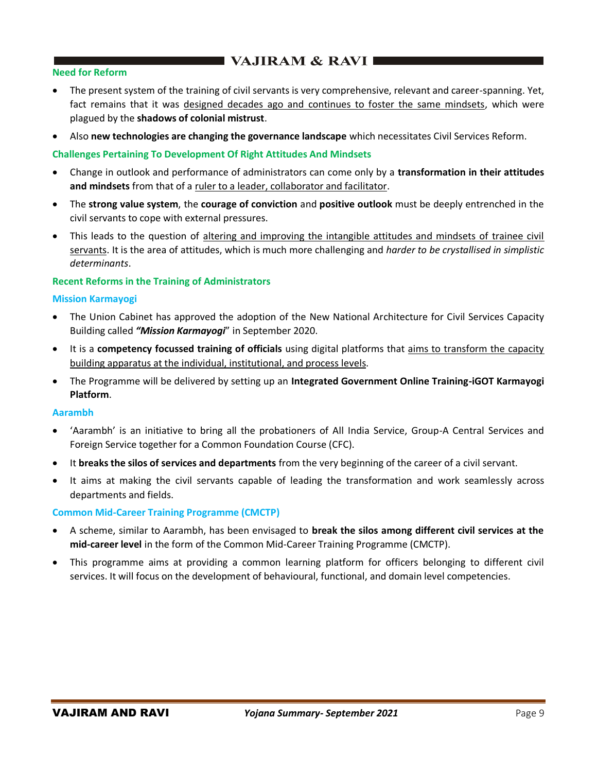### Need for Reform

- The present system of the training of civil servants is very comprehensive, relevant and career-spanning. Yet, fact remains that it was designed decades ago and continues to foster the same mindsets, which were plagued by the **shadows of colonial mistrust**.
- Also **new technologies are changing the governance landscape** which necessitates Civil Services Reform.

### Challenges Pertaining To Development Of Right Attitudes And Mindsets

- Change in outlook and performance of administrators can come only by a **transformation in their attitudes and mindsets** from that of a ruler to a leader, collaborator and facilitator.
- The **strong value system**, the **courage of conviction** and **positive outlook** must be deeply entrenched in the civil servants to cope with external pressures.
- This leads to the question of altering and improving the intangible attitudes and mindsets of trainee civil servants. It is the area of attitudes, which is much more challenging and *harder to be crystallised in simplistic determinants*.

### Recent Reforms in the Training of Administrators

#### Mission Karmayogi

- The Union Cabinet has approved the adoption of the New National Architecture for Civil Services Capacity Building called ***"Mission Karmayogi***" in September 2020.
- It is a **competency focussed training of officials** using digital platforms that aims to transform the capacity building apparatus at the individual, institutional, and process levels.
- The Programme will be delivered by setting up an **Integrated Government Online Training-iGOT Karmayogi Platform**.

#### Aarambh

- 'Aarambh' is an initiative to bring all the probationers of All India Service, Group-A Central Services and Foreign Service together for a Common Foundation Course (CFC).
- It **breaks the silos of services and departments** from the very beginning of the career of a civil servant.
- It aims at making the civil servants capable of leading the transformation and work seamlessly across departments and fields.

#### Common Mid-Career Training Programme (CMCTP)

- A scheme, similar to Aarambh, has been envisaged to **break the silos among different civil services at the mid-career level** in the form of the Common Mid-Career Training Programme (CMCTP).
- This programme aims at providing a common learning platform for officers belonging to different civil services. It will focus on the development of behavioural, functional, and domain level competencies.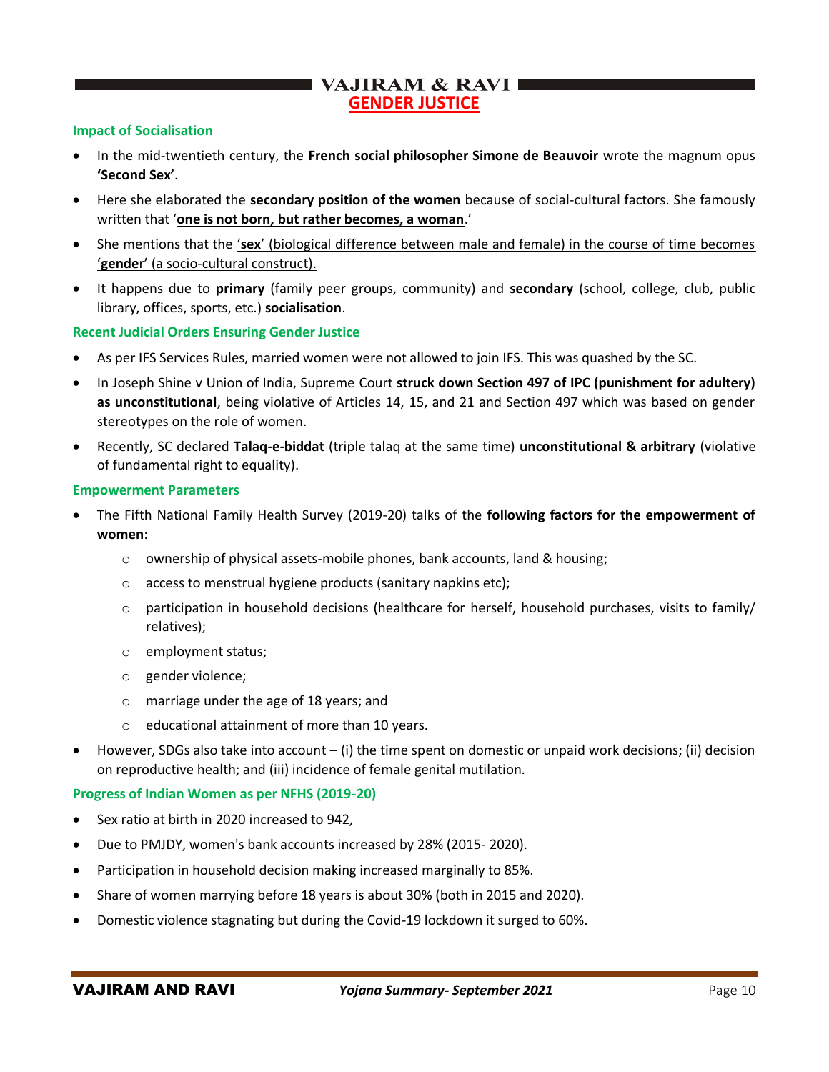## GENDER JUSTICE

**Impact of Socialisation**

- In the mid-twentieth century, the **French social philosopher Simone de Beauvoir** wrote the magnum opus **'Second Sex'**.
- Here she elaborated the **secondary position of the women** because of social-cultural factors. She famously written that '**one is not born, but rather becomes, a woman**.'
- She mentions that the '**sex**' (biological difference between male and female) in the course of time becomes '**gender**' (a socio-cultural construct).
- It happens due to **primary** (family peer groups, community) and **secondary** (school, college, club, public library, offices, sports, etc.) **socialisation**.

**Recent Judicial Orders Ensuring Gender Justice**

- As per IFS Services Rules, married women were not allowed to join IFS. This was quashed by the SC.
- In Joseph Shine v Union of India, Supreme Court **struck down Section 497 of IPC (punishment for adultery) as unconstitutional**, being violative of Articles 14, 15, and 21 and Section 497 which was based on gender stereotypes on the role of women.
- Recently, SC declared **Talaq-e-biddat** (triple talaq at the same time) **unconstitutional & arbitrary** (violative of fundamental right to equality).

**Empowerment Parameters**

- The Fifth National Family Health Survey (2019-20) talks of the **following factors for the empowerment of women**:
  - ownership of physical assets-mobile phones, bank accounts, land & housing;
  - access to menstrual hygiene products (sanitary napkins etc);
  - participation in household decisions (healthcare for herself, household purchases, visits to family/ relatives);
  - employment status;
  - gender violence;
  - marriage under the age of 18 years; and
  - educational attainment of more than 10 years.
- However, SDGs also take into account – (i) the time spent on domestic or unpaid work decisions; (ii) decision on reproductive health; and (iii) incidence of female genital mutilation.

**Progress of Indian Women as per NFHS (2019-20)**

- Sex ratio at birth in 2020 increased to 942,
- Due to PMJDY, women's bank accounts increased by 28% (2015- 2020).
- Participation in household decision making increased marginally to 85%.
- Share of women marrying before 18 years is about 30% (both in 2015 and 2020).
- Domestic violence stagnating but during the Covid-19 lockdown it surged to 60%.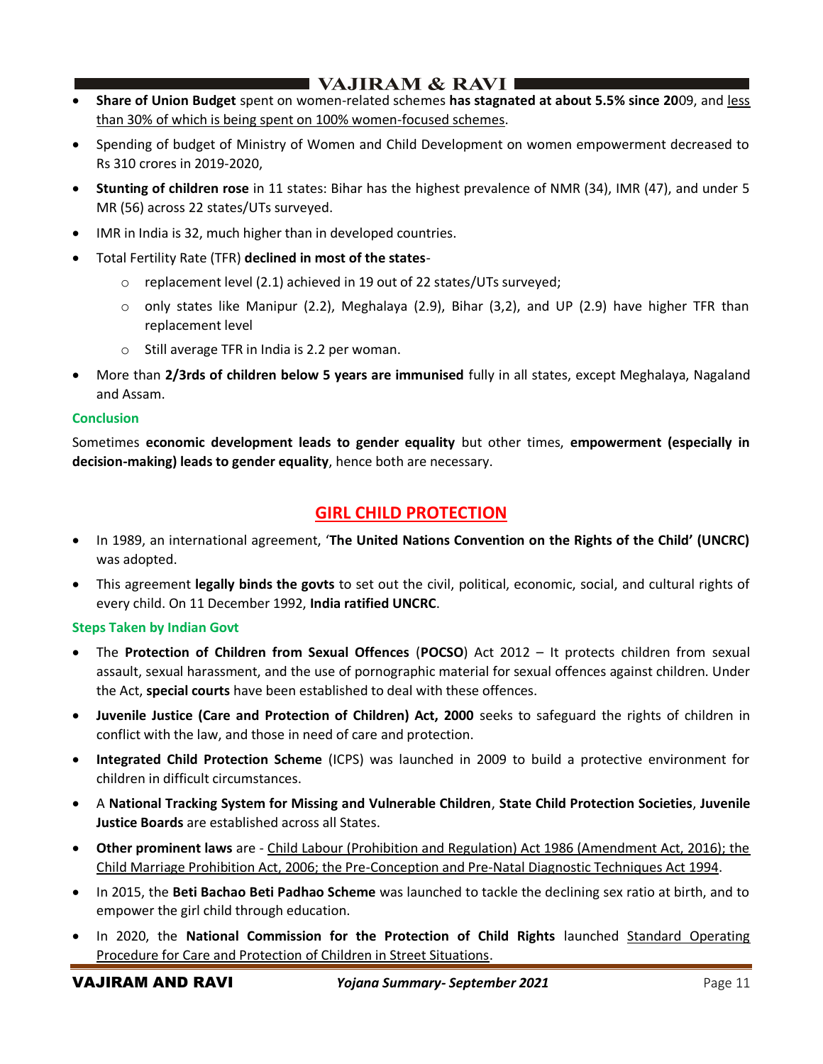- **Share of Union Budget** spent on women-related schemes **has stagnated at about 5.5% since 20**09, and less than 30% of which is being spent on 100% women-focused schemes.
- Spending of budget of Ministry of Women and Child Development on women empowerment decreased to Rs 310 crores in 2019-2020,
- **Stunting of children rose** in 11 states: Bihar has the highest prevalence of NMR (34), IMR (47), and under 5 MR (56) across 22 states/UTs surveyed.
- IMR in India is 32, much higher than in developed countries.
- Total Fertility Rate (TFR) **declined in most of the states**-
  - replacement level (2.1) achieved in 19 out of 22 states/UTs surveyed;
  - only states like Manipur (2.2), Meghalaya (2.9), Bihar (3,2), and UP (2.9) have higher TFR than replacement level
  - Still average TFR in India is 2.2 per woman.
- More than **2/3rds of children below 5 years are immunised** fully in all states, except Meghalaya, Nagaland and Assam.

**Conclusion**

Sometimes **economic development leads to gender equality** but other times, **empowerment (especially in decision-making) leads to gender equality**, hence both are necessary.

## GIRL CHILD PROTECTION

- In 1989, an international agreement, '**The United Nations Convention on the Rights of the Child' (UNCRC)** was adopted.
- This agreement **legally binds the govts** to set out the civil, political, economic, social, and cultural rights of every child. On 11 December 1992, **India ratified UNCRC**.

**Steps Taken by Indian Govt**

- The **Protection of Children from Sexual Offences** (**POCSO**) Act 2012 – It protects children from sexual assault, sexual harassment, and the use of pornographic material for sexual offences against children. Under the Act, **special courts** have been established to deal with these offences.
- **Juvenile Justice (Care and Protection of Children) Act, 2000** seeks to safeguard the rights of children in conflict with the law, and those in need of care and protection.
- **Integrated Child Protection Scheme** (ICPS) was launched in 2009 to build a protective environment for children in difficult circumstances.
- A **National Tracking System for Missing and Vulnerable Children**, **State Child Protection Societies**, **Juvenile Justice Boards** are established across all States.
- **Other prominent laws** are - Child Labour (Prohibition and Regulation) Act 1986 (Amendment Act, 2016); the Child Marriage Prohibition Act, 2006; the Pre-Conception and Pre-Natal Diagnostic Techniques Act 1994.
- In 2015, the **Beti Bachao Beti Padhao Scheme** was launched to tackle the declining sex ratio at birth, and to empower the girl child through education.
- In 2020, the **National Commission for the Protection of Child Rights** launched Standard Operating Procedure for Care and Protection of Children in Street Situations.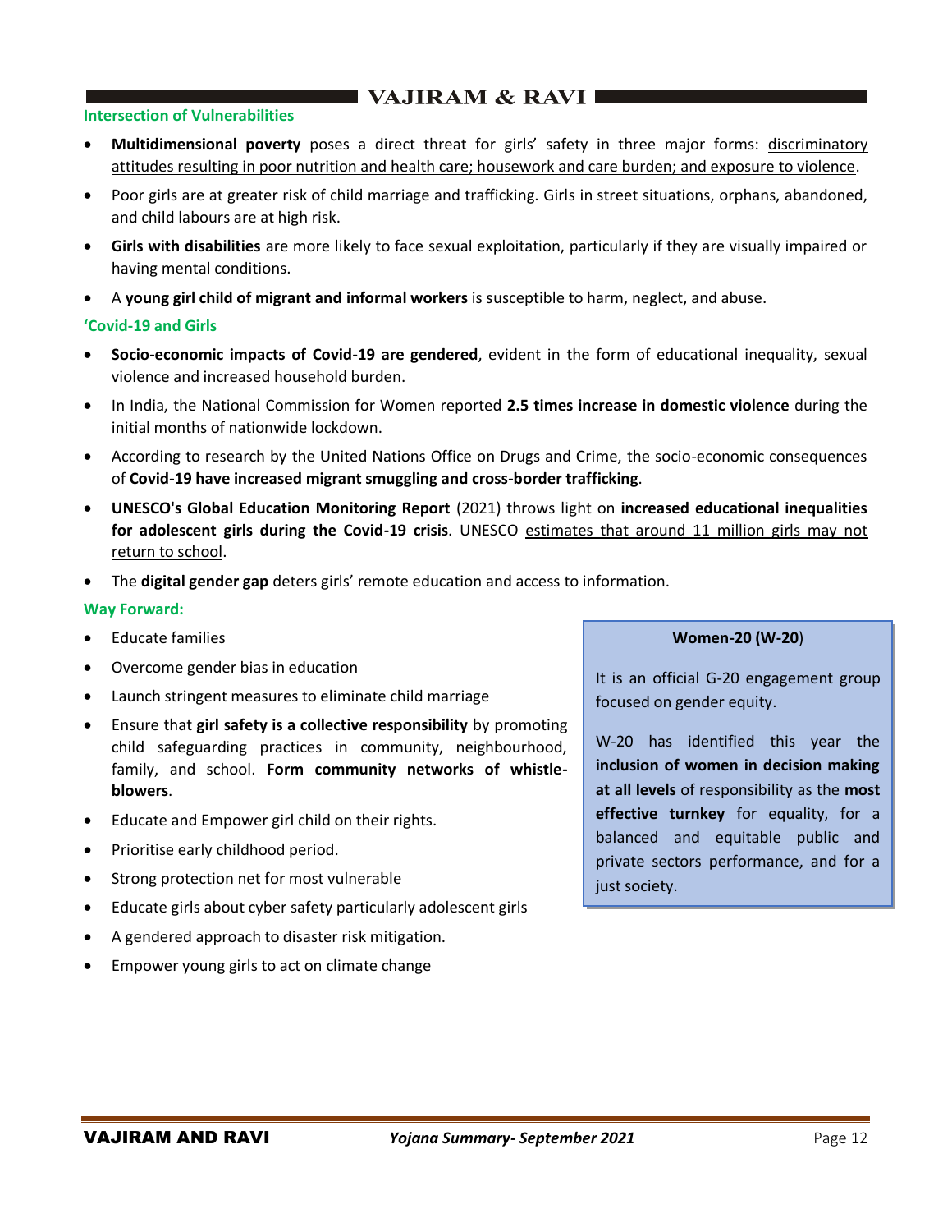### Intersection of Vulnerabilities

- **Multidimensional poverty** poses a direct threat for girls' safety in three major forms: discriminatory attitudes resulting in poor nutrition and health care; housework and care burden; and exposure to violence.
- Poor girls are at greater risk of child marriage and trafficking. Girls in street situations, orphans, abandoned, and child labours are at high risk.
- **Girls with disabilities** are more likely to face sexual exploitation, particularly if they are visually impaired or having mental conditions.
- A **young girl child of migrant and informal workers** is susceptible to harm, neglect, and abuse.

### 'Covid-19 and Girls

- **Socio-economic impacts of Covid-19 are gendered**, evident in the form of educational inequality, sexual violence and increased household burden.
- In India, the National Commission for Women reported **2.5 times increase in domestic violence** during the initial months of nationwide lockdown.
- According to research by the United Nations Office on Drugs and Crime, the socio-economic consequences of **Covid-19 have increased migrant smuggling and cross-border trafficking**.
- **UNESCO's Global Education Monitoring Report** (2021) throws light on **increased educational inequalities for adolescent girls during the Covid-19 crisis**. UNESCO estimates that around 11 million girls may not return to school.
- The **digital gender gap** deters girls' remote education and access to information.

### Way Forward:

- Educate families
- Overcome gender bias in education
- Launch stringent measures to eliminate child marriage
- Ensure that **girl safety is a collective responsibility** by promoting child safeguarding practices in community, neighbourhood, family, and school. **Form community networks of whistle-blowers**.
- Educate and Empower girl child on their rights.
- Prioritise early childhood period.
- Strong protection net for most vulnerable
- Educate girls about cyber safety particularly adolescent girls
- A gendered approach to disaster risk mitigation.
- Empower young girls to act on climate change

**Women-20 (W-20)**

It is an official G-20 engagement group focused on gender equity.

W-20 has identified this year the **inclusion of women in decision making at all levels** of responsibility as the **most effective turnkey** for equality, for a balanced and equitable public and private sectors performance, and for a just society.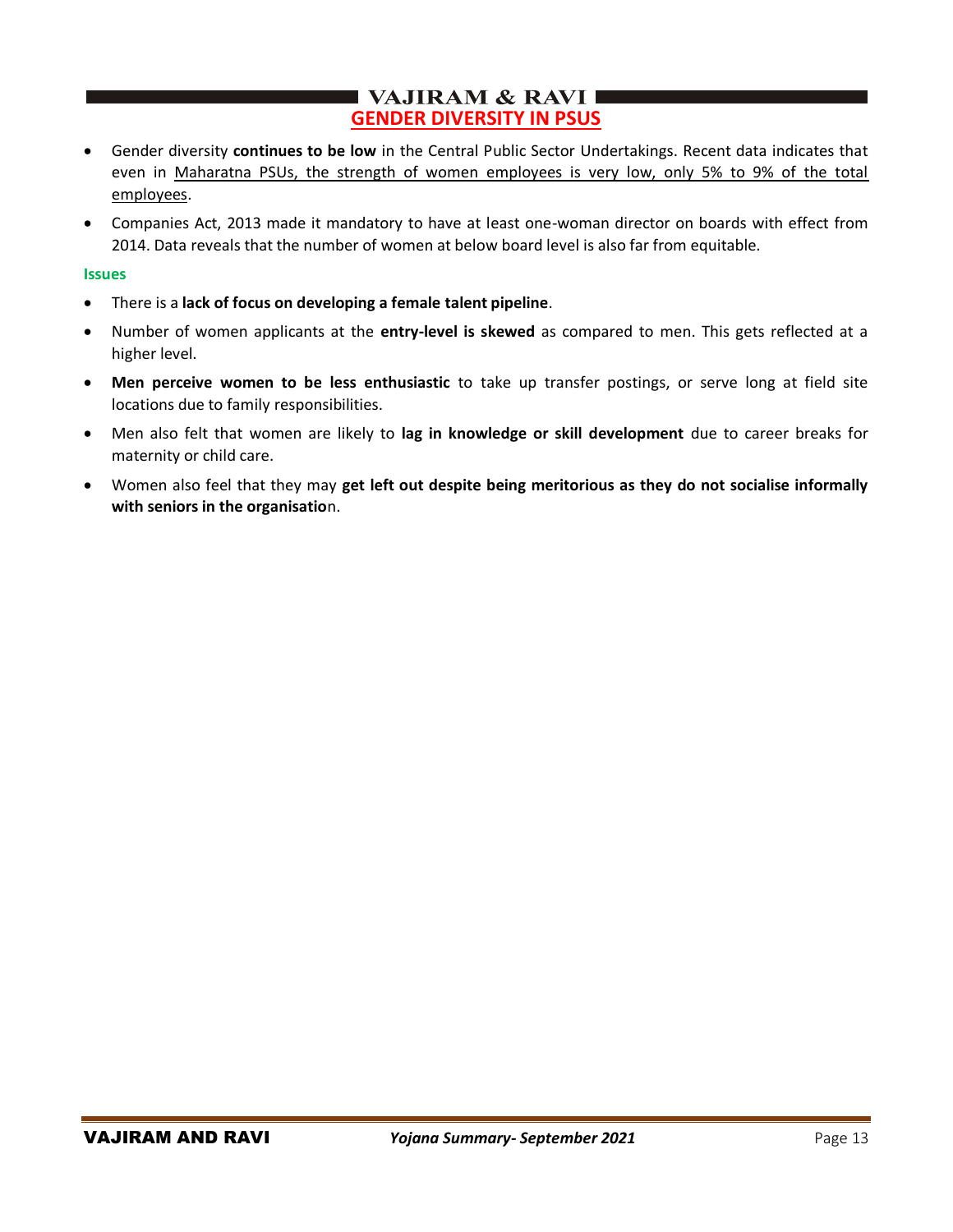## GENDER DIVERSITY IN PSUS

- Gender diversity **continues to be low** in the Central Public Sector Undertakings. Recent data indicates that even in Maharatna PSUs, the strength of women employees is very low, only 5% to 9% of the total employees.
- Companies Act, 2013 made it mandatory to have at least one-woman director on boards with effect from 2014. Data reveals that the number of women at below board level is also far from equitable.

### Issues

- There is a **lack of focus on developing a female talent pipeline**.
- Number of women applicants at the **entry-level is skewed** as compared to men. This gets reflected at a higher level.
- **Men perceive women to be less enthusiastic** to take up transfer postings, or serve long at field site locations due to family responsibilities.
- Men also felt that women are likely to **lag in knowledge or skill development** due to career breaks for maternity or child care.
- Women also feel that they may **get left out despite being meritorious as they do not socialise informally with seniors in the organisatio**n.